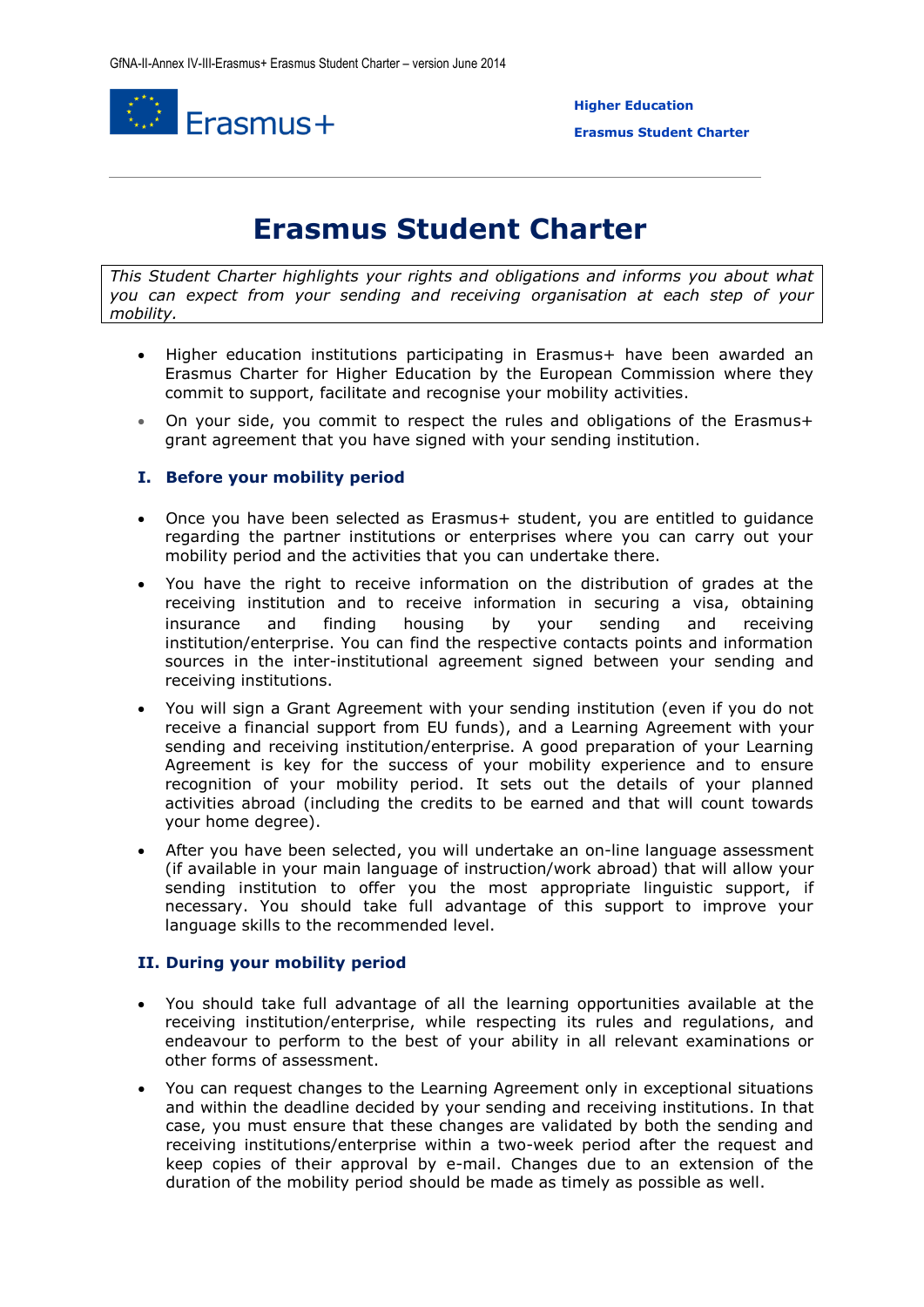# Erasmus Student Charter

*This Student Charter highlights your rights and obligations and informs you about what you can expect from your sending and receiving organisation at each step of your mobility.*

- Higher education institutions participating in Erasmus+ have been awarded an Erasmus Charter for Higher Education by the European Commission where they commit to support, facilitate and recognise your mobility activities.
- On your side, you commit to respect the rules and obligations of the Erasmus+ grant agreement that you have signed with your sending institution.

## I. Before your mobility period

- Once you have been selected as Erasmus+ student, you are entitled to guidance regarding the partner institutions or enterprises where you can carry out your mobility period and the activities that you can undertake there.
- You have the right to receive information on the distribution of grades at the receiving institution and to receive information in securing a visa, obtaining insurance and finding housing by your sending and receiving institution/enterprise. You can find the respective contacts points and information sources in the inter-institutional agreement signed between your sending and receiving institutions.
- You will sign a Grant Agreement with your sending institution (even if you do not receive a financial support from EU funds), and a Learning Agreement with your sending and receiving institution/enterprise. A good preparation of your Learning Agreement is key for the success of your mobility experience and to ensure recognition of your mobility period. It sets out the details of your planned activities abroad (including the credits to be earned and that will count towards your home degree).
- After you have been selected, you will undertake an on-line language assessment (if available in your main language of instruction/work abroad) that will allow your sending institution to offer you the most appropriate linguistic support, if necessary. You should take full advantage of this support to improve your language skills to the recommended level.

## II. During your mobility period

- You should take full advantage of all the learning opportunities available at the receiving institution/enterprise, while respecting its rules and regulations, and endeavour to perform to the best of your ability in all relevant examinations or other forms of assessment.
- You can request changes to the Learning Agreement only in exceptional situations and within the deadline decided by your sending and receiving institutions. In that case, you must ensure that these changes are validated by both the sending and receiving institutions/enterprise within a two-week period after the request and keep copies of their approval by e-mail. Changes due to an extension of the duration of the mobility period should be made as timely as possible as well.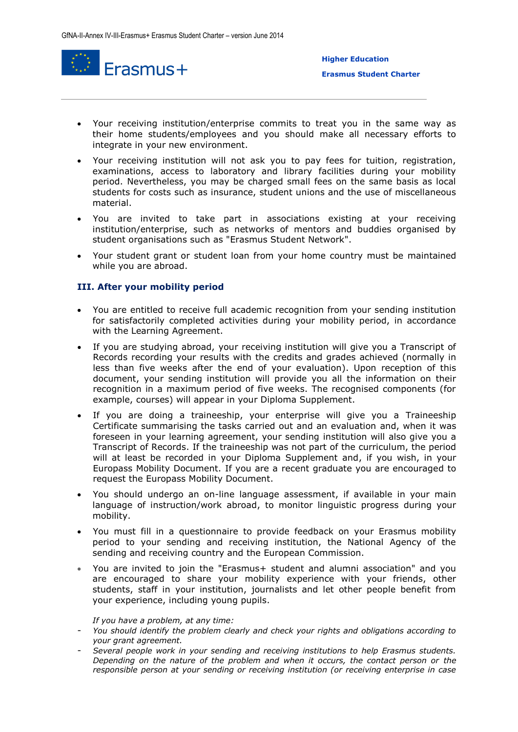- Your receiving institution/enterprise commits to treat you in the same way as their home students/employees and you should make all necessary efforts to integrate in your new environment.
- Your receiving institution will not ask you to pay fees for tuition, registration, examinations, access to laboratory and library facilities during your mobility period. Nevertheless, you may be charged small fees on the same basis as local students for costs such as insurance, student unions and the use of miscellaneous material.
- You are invited to take part in associations existing at your receiving institution/enterprise, such as networks of mentors and buddies organised by student organisations such as "Erasmus Student Network".
- Your student grant or student loan from your home country must be maintained while you are abroad.

### III. After your mobility period

- You are entitled to receive full academic recognition from your sending institution for satisfactorily completed activities during your mobility period, in accordance with the Learning Agreement.
- If you are studying abroad, your receiving institution will give you a Transcript of Records recording your results with the credits and grades achieved (normally in less than five weeks after the end of your evaluation). Upon reception of this document, your sending institution will provide you all the information on their recognition in a maximum period of five weeks. The recognised components (for example, courses) will appear in your Diploma Supplement.
- If you are doing a traineeship, your enterprise will give you a Traineeship Certificate summarising the tasks carried out and an evaluation and, when it was foreseen in your learning agreement, your sending institution will also give you a Transcript of Records. If the traineeship was not part of the curriculum, the period will at least be recorded in your Diploma Supplement and, if you wish, in your Europass Mobility Document. If you are a recent graduate you are encouraged to request the Europass Mobility Document.
- You should undergo an on-line language assessment, if available in your main language of instruction/work abroad, to monitor linguistic progress during your mobility.
- You must fill in a questionnaire to provide feedback on your Erasmus mobility period to your sending and receiving institution, the National Agency of the sending and receiving country and the European Commission.
- You are invited to join the "Erasmus+ student and alumni association" and you are encouraged to share your mobility experience with your friends, other students, staff in your institution, journalists and let other people benefit from your experience, including young pupils.

*If you have a problem, at any time:*

- *You should identify the problem clearly and check your rights and obligations according to your grant agreement.*
- *Several people work in your sending and receiving institutions to help Erasmus students. Depending on the nature of the problem and when it occurs, the contact person or the responsible person at your sending or receiving institution (or receiving enterprise in case*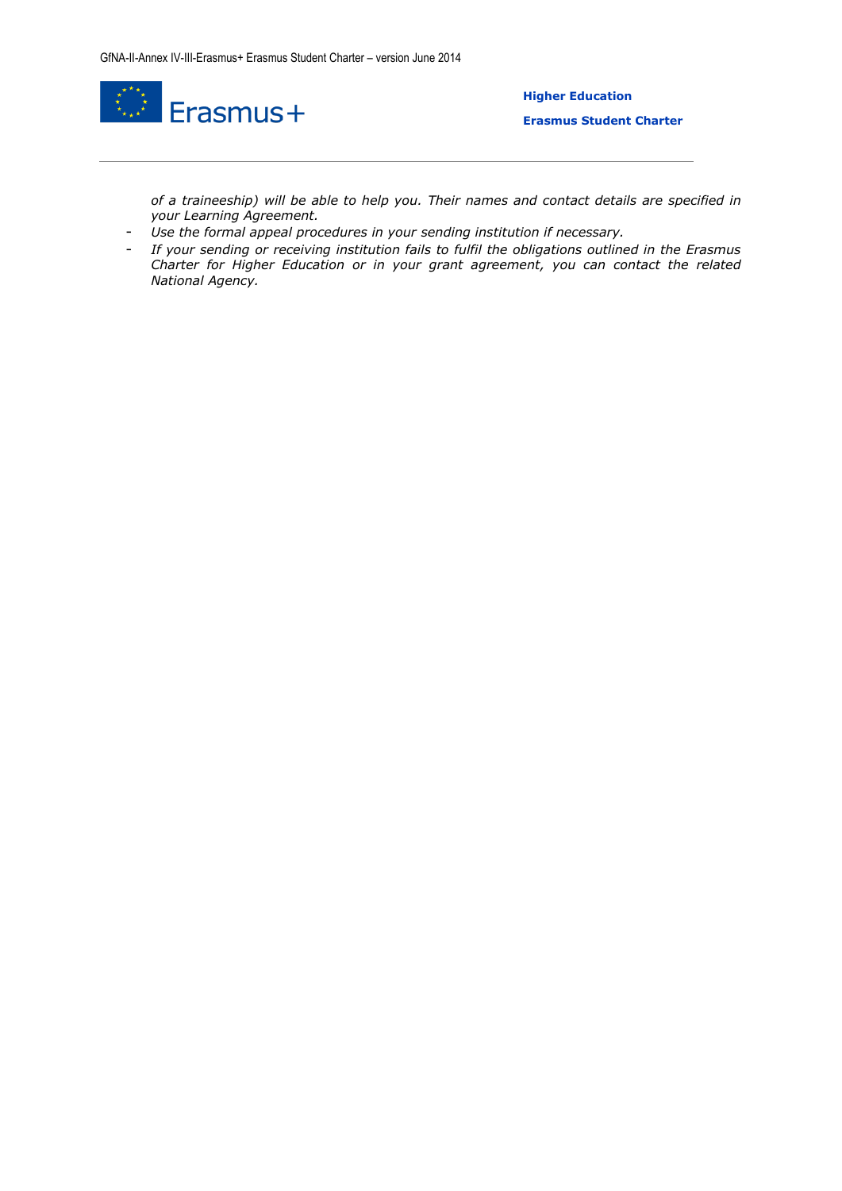*of a traineeship) will be able to help you. Their names and contact details are specified in your Learning Agreement.*

- *Use the formal appeal procedures in your sending institution if necessary.*
- *If your sending or receiving institution fails to fulfil the obligations outlined in the Erasmus Charter for Higher Education or in your grant agreement, you can contact the related National Agency.*